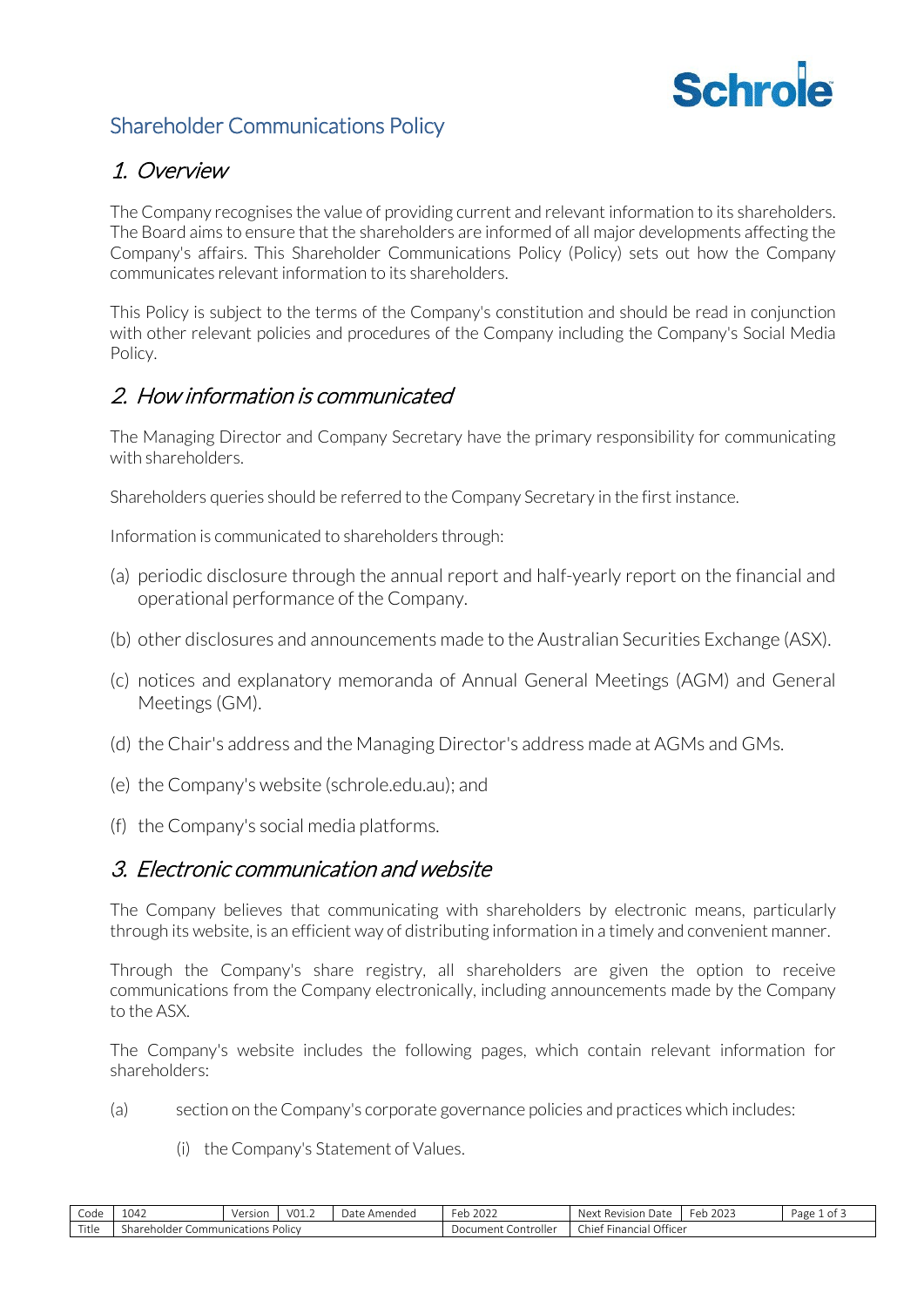# Shareholder Communications Policy

## 1. Overview

The Company recognises the value of providing current and relevant information to its shareholders. The Board aims to ensure that the shareholders are informed of all major developments affecting the Company's affairs. This Shareholder Communications Policy (Policy) sets out how the Company communicates relevant information to its shareholders.

This Policy is subject to the terms of the Company's constitution and should be read in conjunction with other relevant policies and procedures of the Company including the Company's Social Media Policy.

## 2. How information is communicated

The Managing Director and Company Secretary have the primary responsibility for communicating with shareholders.

Shareholders queries should be referred to the Company Secretary in the first instance.

Information is communicated to shareholders through:

(a) periodic disclosure through the annual report and half-yearly report on the financial and operational performance of the Company.

(b) other disclosures and announcements made to the Australian Securities Exchange (ASX).

(c) notices and explanatory memoranda of Annual General Meetings (AGM) and General Meetings (GM).

(d) the Chair's address and the Managing Director's address made at AGMs and GMs.

(e) the Company's website (schrole.edu.au); and

(f) the Company's social media platforms.

## 3. Electronic communication and website

The Company believes that communicating with shareholders by electronic means, particularly through its website, is an efficient way of distributing information in a timely and convenient manner.

Through the Company's share registry, all shareholders are given the option to receive communications from the Company electronically, including announcements made by the Company to the ASX.

The Company's website includes the following pages, which contain relevant information for shareholders:

(a) section on the Company's corporate governance policies and practices which includes:

   (i) the Company's Statement of Values.

| Code | 1042 | Version | V01.2 | Date Amended | Feb 2022 | Next Revision Date | Feb 2023 |
| --- | --- | --- | --- | --- | --- | --- | --- |
| Title | Shareholder Communications Policy | | | | Document Controller | Chief Financial Officer | |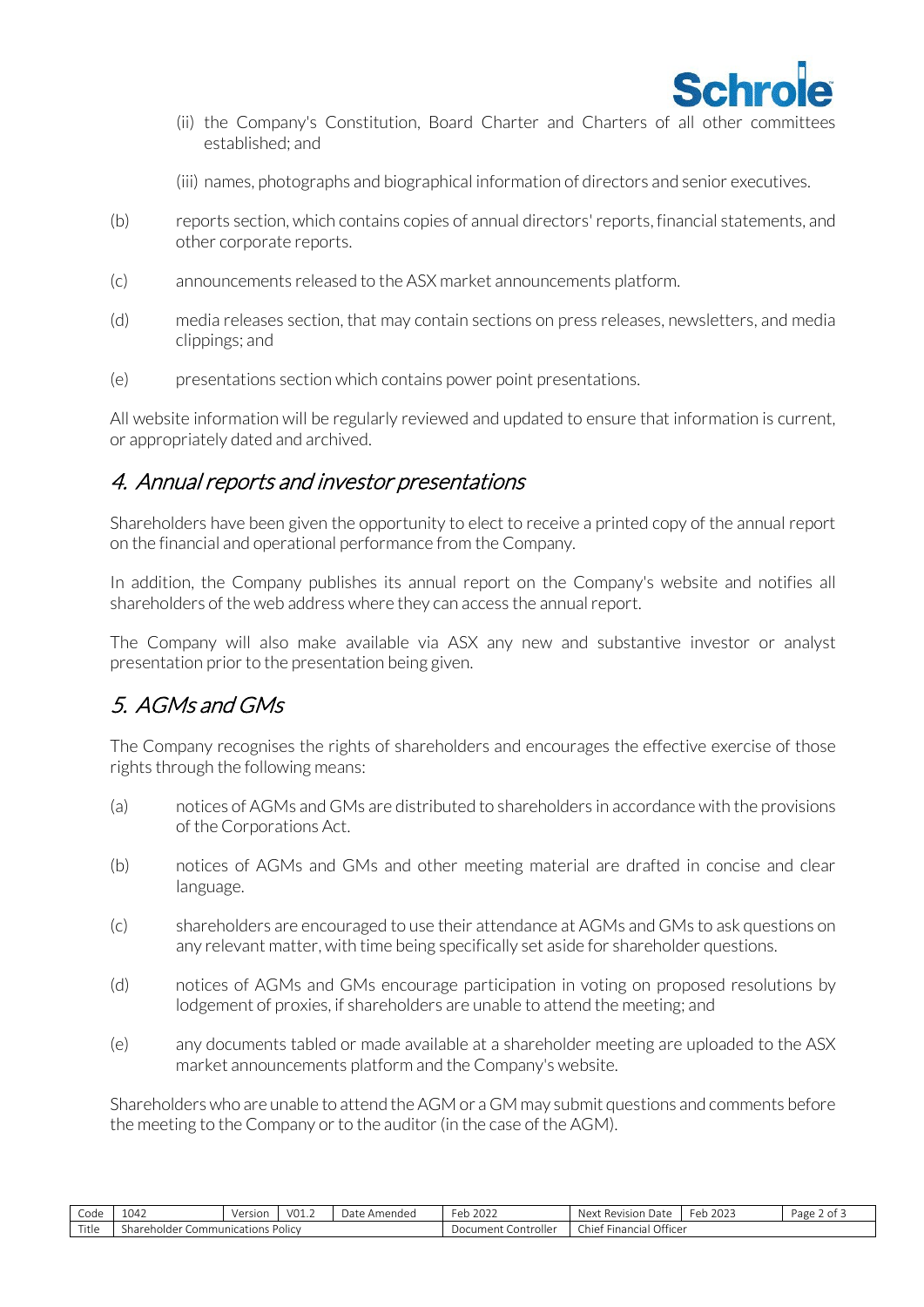(ii) the Company's Constitution, Board Charter and Charters of all other committees established; and

(iii) names, photographs and biographical information of directors and senior executives.

(b) reports section, which contains copies of annual directors' reports, financial statements, and other corporate reports.

(c) announcements released to the ASX market announcements platform.

(d) media releases section, that may contain sections on press releases, newsletters, and media clippings; and

(e) presentations section which contains power point presentations.

All website information will be regularly reviewed and updated to ensure that information is current, or appropriately dated and archived.

## 4. Annual reports and investor presentations

Shareholders have been given the opportunity to elect to receive a printed copy of the annual report on the financial and operational performance from the Company.

In addition, the Company publishes its annual report on the Company's website and notifies all shareholders of the web address where they can access the annual report.

The Company will also make available via ASX any new and substantive investor or analyst presentation prior to the presentation being given.

## 5. AGMs and GMs

The Company recognises the rights of shareholders and encourages the effective exercise of those rights through the following means:

(a) notices of AGMs and GMs are distributed to shareholders in accordance with the provisions of the Corporations Act.

(b) notices of AGMs and GMs and other meeting material are drafted in concise and clear language.

(c) shareholders are encouraged to use their attendance at AGMs and GMs to ask questions on any relevant matter, with time being specifically set aside for shareholder questions.

(d) notices of AGMs and GMs encourage participation in voting on proposed resolutions by lodgement of proxies, if shareholders are unable to attend the meeting; and

(e) any documents tabled or made available at a shareholder meeting are uploaded to the ASX market announcements platform and the Company's website.

Shareholders who are unable to attend the AGM or a GM may submit questions and comments before the meeting to the Company or to the auditor (in the case of the AGM).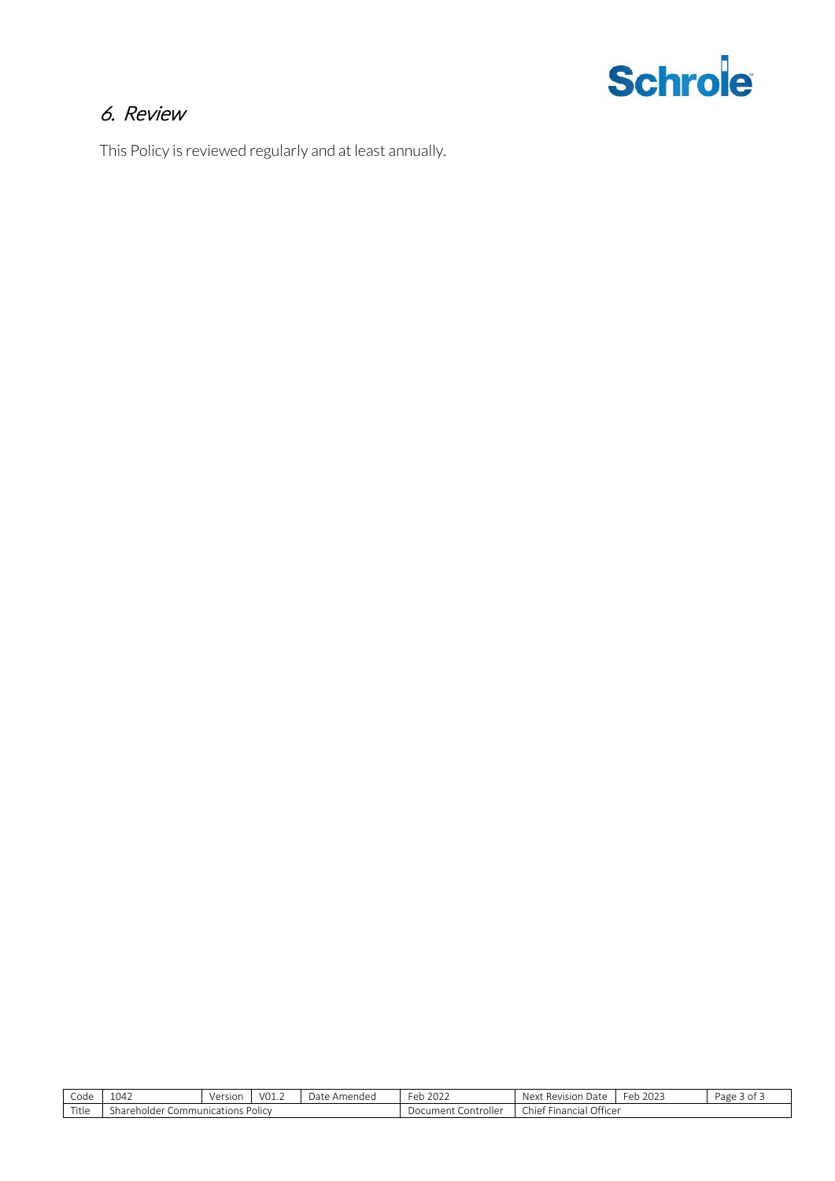## 6. Review

This Policy is reviewed regularly and at least annually.